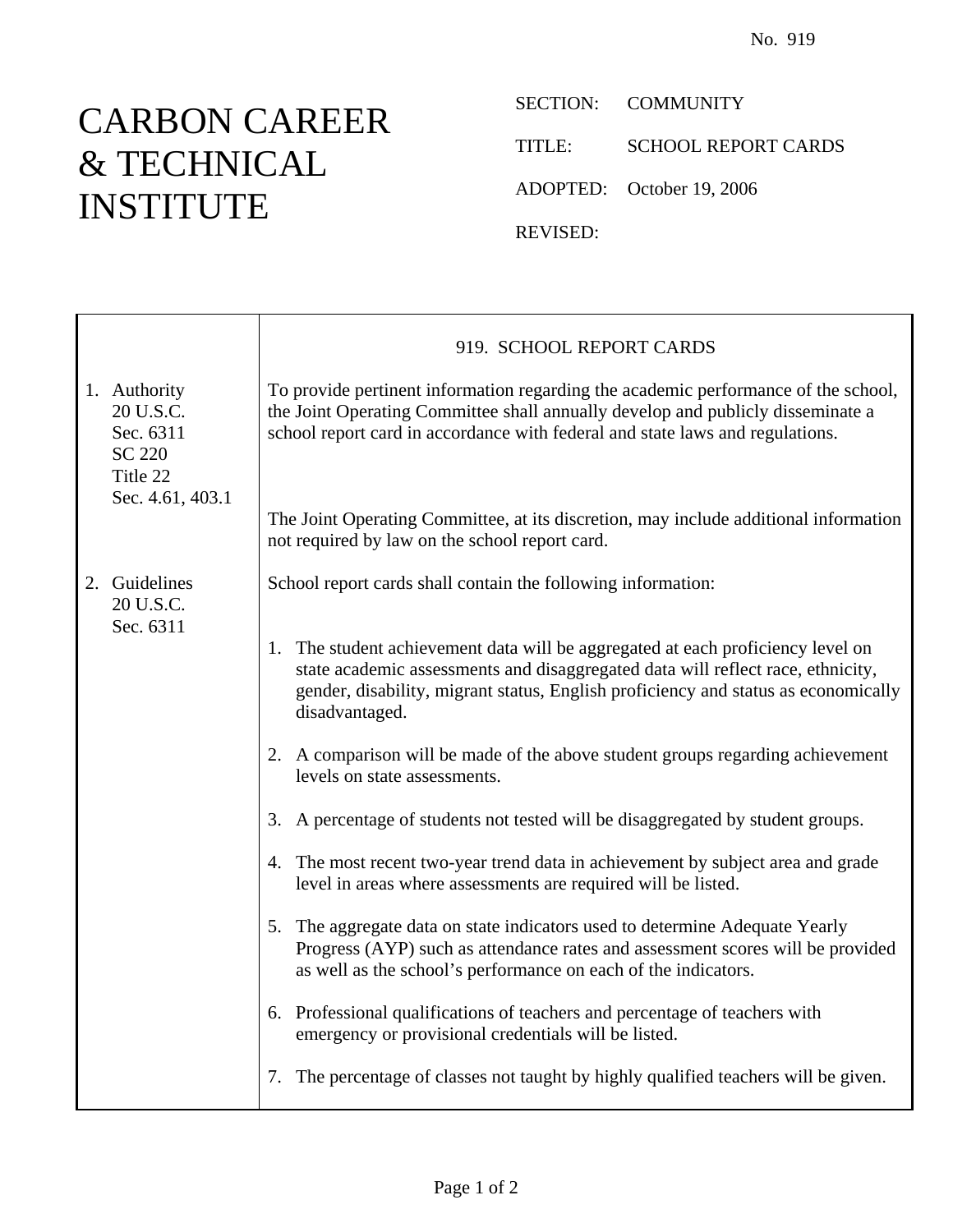No. 919

# CARBON CAREER & TECHNICAL INSTITUTE

SECTION: COMMUNITY

TITLE: SCHOOL REPORT CARDS

ADOPTED: October 19, 2006

REVISED:

## 919. SCHOOL REPORT CARDS

**1. Authority**
20 U.S.C. Sec. 6311
SC 220
Title 22 Sec. 4.61, 403.1

To provide pertinent information regarding the academic performance of the school, the Joint Operating Committee shall annually develop and publicly disseminate a school report card in accordance with federal and state laws and regulations.

The Joint Operating Committee, at its discretion, may include additional information not required by law on the school report card.

**2. Guidelines**
20 U.S.C. Sec. 6311

School report cards shall contain the following information:

1. The student achievement data will be aggregated at each proficiency level on state academic assessments and disaggregated data will reflect race, ethnicity, gender, disability, migrant status, English proficiency and status as economically disadvantaged.
2. A comparison will be made of the above student groups regarding achievement levels on state assessments.
3. A percentage of students not tested will be disaggregated by student groups.
4. The most recent two-year trend data in achievement by subject area and grade level in areas where assessments are required will be listed.
5. The aggregate data on state indicators used to determine Adequate Yearly Progress (AYP) such as attendance rates and assessment scores will be provided as well as the school's performance on each of the indicators.
6. Professional qualifications of teachers and percentage of teachers with emergency or provisional credentials will be listed.
7. The percentage of classes not taught by highly qualified teachers will be given.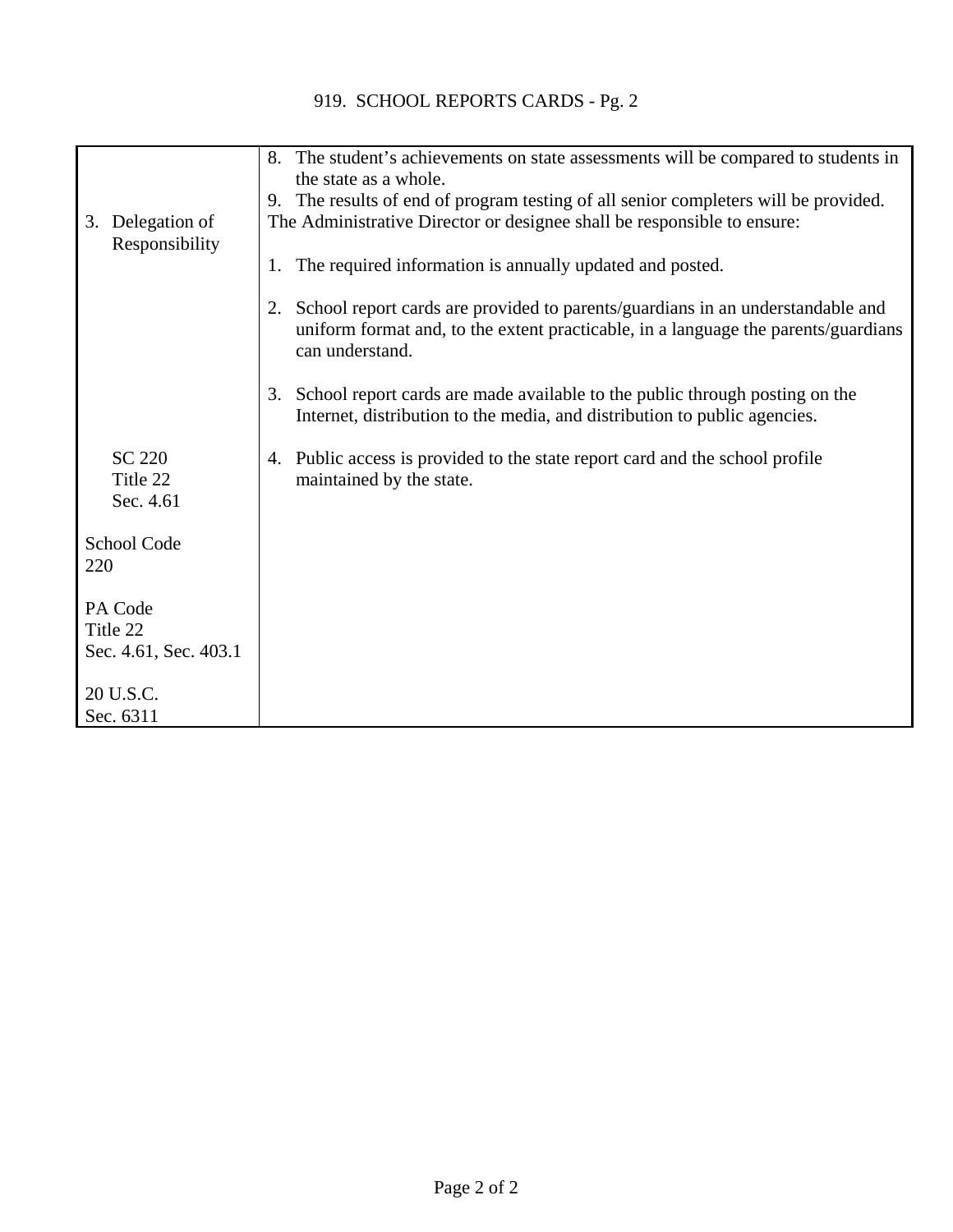# 919. SCHOOL REPORTS CARDS - Pg. 2

| | |
|---|---|
| | 8. The student's achievements on state assessments will be compared to students in the state as a whole.<br>9. The results of end of program testing of all senior completers will be provided. |
| 3. Delegation of Responsibility | The Administrative Director or designee shall be responsible to ensure:<br><br>1. The required information is annually updated and posted.<br><br>2. School report cards are provided to parents/guardians in an understandable and uniform format and, to the extent practicable, in a language the parents/guardians can understand.<br><br>3. School report cards are made available to the public through posting on the Internet, distribution to the media, and distribution to public agencies. |
| SC 220<br>Title 22<br>Sec. 4.61 | 4. Public access is provided to the state report card and the school profile maintained by the state. |
| School Code<br>220<br><br>PA Code<br>Title 22<br>Sec. 4.61, Sec. 403.1<br><br>20 U.S.C.<br>Sec. 6311 | |